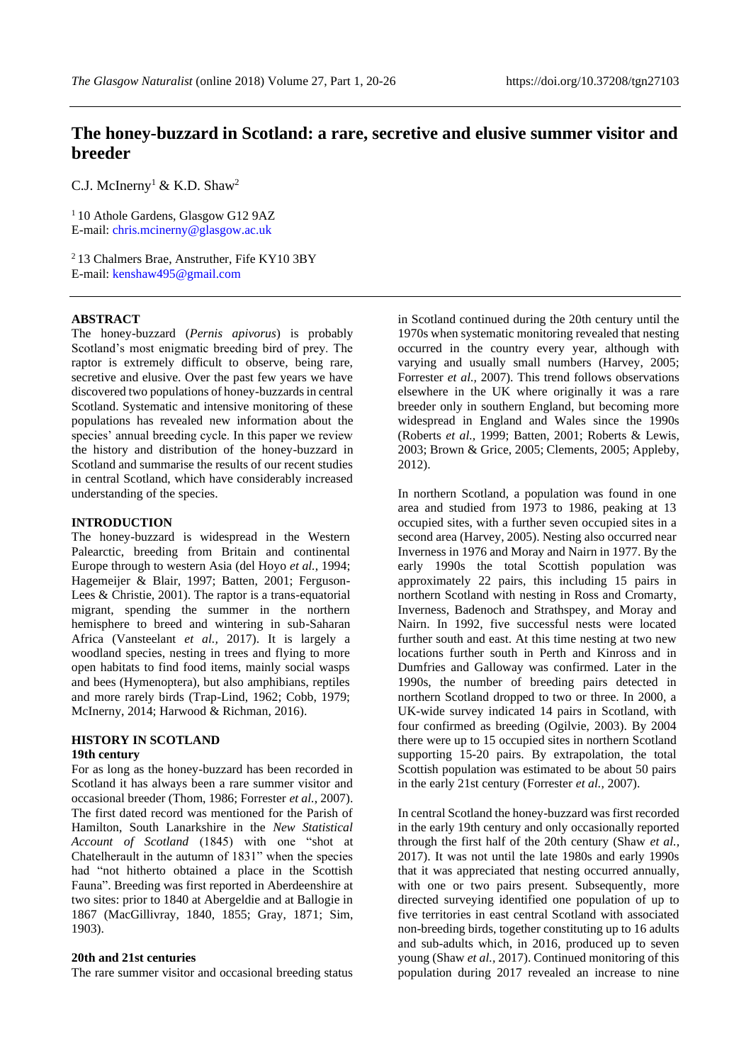# The honey-buzzard in Scotland: a rare, secretive and elusive summer visitor and breeder

C.J. McInerny[1] & K.D. Shaw[2]

[1] 10 Athole Gardens, Glasgow G12 9AZ
E-mail: chris.mcinerny@glasgow.ac.uk

[2] 13 Chalmers Brae, Anstruther, Fife KY10 3BY
E-mail: kenshaw495@gmail.com

## ABSTRACT

The honey-buzzard (*Pernis apivorus*) is probably Scotland's most enigmatic breeding bird of prey. The raptor is extremely difficult to observe, being rare, secretive and elusive. Over the past few years we have discovered two populations of honey-buzzards in central Scotland. Systematic and intensive monitoring of these populations has revealed new information about the species' annual breeding cycle. In this paper we review the history and distribution of the honey-buzzard in Scotland and summarise the results of our recent studies in central Scotland, which have considerably increased understanding of the species.

## INTRODUCTION

The honey-buzzard is widespread in the Western Palearctic, breeding from Britain and continental Europe through to western Asia (del Hoyo *et al.,* 1994; Hagemeijer & Blair, 1997; Batten, 2001; Ferguson-Lees & Christie, 2001). The raptor is a trans-equatorial migrant, spending the summer in the northern hemisphere to breed and wintering in sub-Saharan Africa (Vansteelant *et al.,* 2017). It is largely a woodland species, nesting in trees and flying to more open habitats to find food items, mainly social wasps and bees (Hymenoptera), but also amphibians, reptiles and more rarely birds (Trap-Lind, 1962; Cobb, 1979; McInerny, 2014; Harwood & Richman, 2016).

## HISTORY IN SCOTLAND

### 19th century

For as long as the honey-buzzard has been recorded in Scotland it has always been a rare summer visitor and occasional breeder (Thom, 1986; Forrester *et al.,* 2007). The first dated record was mentioned for the Parish of Hamilton, South Lanarkshire in the *New Statistical Account of Scotland* (1845) with one "shot at Chatelherault in the autumn of 1831" when the species had "not hitherto obtained a place in the Scottish Fauna". Breeding was first reported in Aberdeenshire at two sites: prior to 1840 at Abergeldie and at Ballogie in 1867 (MacGillivray, 1840, 1855; Gray, 1871; Sim, 1903).

### 20th and 21st centuries

The rare summer visitor and occasional breeding status in Scotland continued during the 20th century until the 1970s when systematic monitoring revealed that nesting occurred in the country every year, although with varying and usually small numbers (Harvey, 2005; Forrester *et al.,* 2007). This trend follows observations elsewhere in the UK where originally it was a rare breeder only in southern England, but becoming more widespread in England and Wales since the 1990s (Roberts *et al.,* 1999; Batten, 2001; Roberts & Lewis, 2003; Brown & Grice, 2005; Clements, 2005; Appleby, 2012).

In northern Scotland, a population was found in one area and studied from 1973 to 1986, peaking at 13 occupied sites, with a further seven occupied sites in a second area (Harvey, 2005). Nesting also occurred near Inverness in 1976 and Moray and Nairn in 1977. By the early 1990s the total Scottish population was approximately 22 pairs, this including 15 pairs in northern Scotland with nesting in Ross and Cromarty, Inverness, Badenoch and Strathspey, and Moray and Nairn. In 1992, five successful nests were located further south and east. At this time nesting at two new locations further south in Perth and Kinross and in Dumfries and Galloway was confirmed. Later in the 1990s, the number of breeding pairs detected in northern Scotland dropped to two or three. In 2000, a UK-wide survey indicated 14 pairs in Scotland, with four confirmed as breeding (Ogilvie, 2003). By 2004 there were up to 15 occupied sites in northern Scotland supporting 15-20 pairs. By extrapolation, the total Scottish population was estimated to be about 50 pairs in the early 21st century (Forrester *et al.,* 2007).

In central Scotland the honey-buzzard was first recorded in the early 19th century and only occasionally reported through the first half of the 20th century (Shaw *et al.,* 2017). It was not until the late 1980s and early 1990s that it was appreciated that nesting occurred annually, with one or two pairs present. Subsequently, more directed surveying identified one population of up to five territories in east central Scotland with associated non-breeding birds, together constituting up to 16 adults and sub-adults which, in 2016, produced up to seven young (Shaw *et al.,* 2017). Continued monitoring of this population during 2017 revealed an increase to nine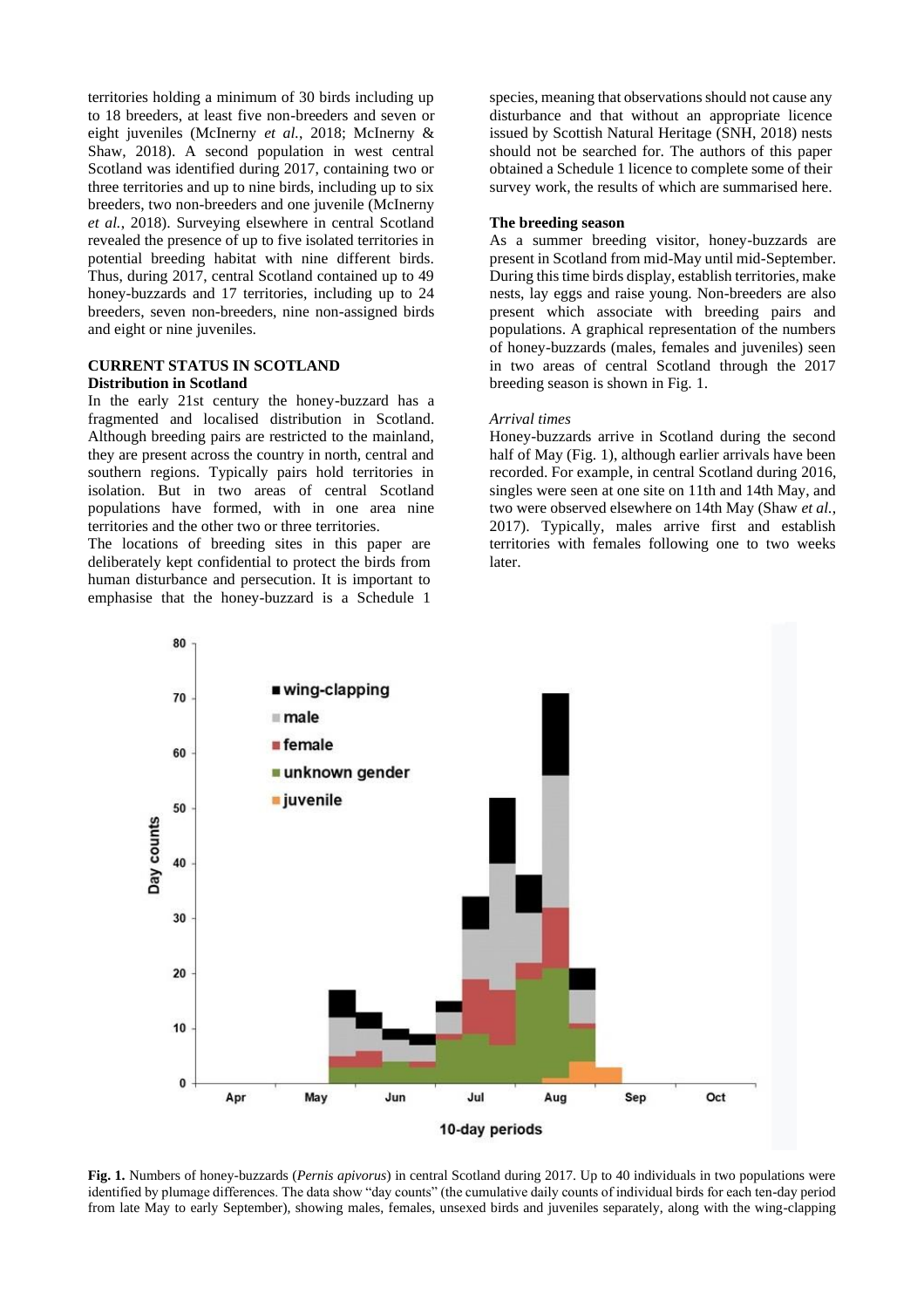territories holding a minimum of 30 birds including up to 18 breeders, at least five non-breeders and seven or eight juveniles (McInerny *et al.*, 2018; McInerny & Shaw, 2018). A second population in west central Scotland was identified during 2017, containing two or three territories and up to nine birds, including up to six breeders, two non-breeders and one juvenile (McInerny *et al.*, 2018). Surveying elsewhere in central Scotland revealed the presence of up to five isolated territories in potential breeding habitat with nine different birds. Thus, during 2017, central Scotland contained up to 49 honey-buzzards and 17 territories, including up to 24 breeders, seven non-breeders, nine non-assigned birds and eight or nine juveniles.

## CURRENT STATUS IN SCOTLAND

### Distribution in Scotland

In the early 21st century the honey-buzzard has a fragmented and localised distribution in Scotland. Although breeding pairs are restricted to the mainland, they are present across the country in north, central and southern regions. Typically pairs hold territories in isolation. But in two areas of central Scotland populations have formed, with in one area nine territories and the other two or three territories.

The locations of breeding sites in this paper are deliberately kept confidential to protect the birds from human disturbance and persecution. It is important to emphasise that the honey-buzzard is a Schedule 1 species, meaning that observations should not cause any disturbance and that without an appropriate licence issued by Scottish Natural Heritage (SNH, 2018) nests should not be searched for. The authors of this paper obtained a Schedule 1 licence to complete some of their survey work, the results of which are summarised here.

### The breeding season

As a summer breeding visitor, honey-buzzards are present in Scotland from mid-May until mid-September. During this time birds display, establish territories, make nests, lay eggs and raise young. Non-breeders are also present which associate with breeding pairs and populations. A graphical representation of the numbers of honey-buzzards (males, females and juveniles) seen in two areas of central Scotland through the 2017 breeding season is shown in Fig. 1.

#### *Arrival times*

Honey-buzzards arrive in Scotland during the second half of May (Fig. 1), although earlier arrivals have been recorded. For example, in central Scotland during 2016, singles were seen at one site on 11th and 14th May, and two were observed elsewhere on 14th May (Shaw *et al.*, 2017). Typically, males arrive first and establish territories with females following one to two weeks later.

**Fig. 1.** Numbers of honey-buzzards (*Pernis apivorus*) in central Scotland during 2017. Up to 40 individuals in two populations were identified by plumage differences. The data show "day counts" (the cumulative daily counts of individual birds for each ten-day period from late May to early September), showing males, females, unsexed birds and juveniles separately, along with the wing-clapping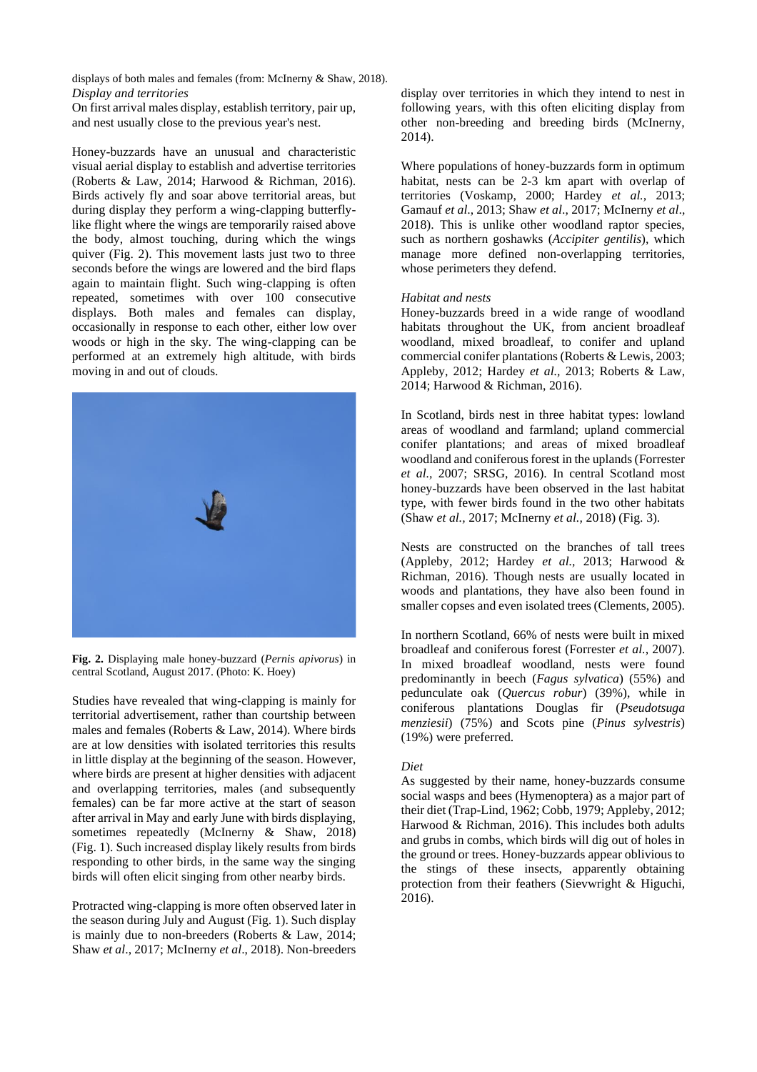displays of both males and females (from: McInerny & Shaw, 2018).

*Display and territories*

On first arrival males display, establish territory, pair up, and nest usually close to the previous year's nest.

Honey-buzzards have an unusual and characteristic visual aerial display to establish and advertise territories (Roberts & Law, 2014; Harwood & Richman, 2016). Birds actively fly and soar above territorial areas, but during display they perform a wing-clapping butterfly-like flight where the wings are temporarily raised above the body, almost touching, during which the wings quiver (Fig. 2). This movement lasts just two to three seconds before the wings are lowered and the bird flaps again to maintain flight. Such wing-clapping is often repeated, sometimes with over 100 consecutive displays. Both males and females can display, occasionally in response to each other, either low over woods or high in the sky. The wing-clapping can be performed at an extremely high altitude, with birds moving in and out of clouds.

**Fig. 2.** Displaying male honey-buzzard (*Pernis apivorus*) in central Scotland, August 2017. (Photo: K. Hoey)

Studies have revealed that wing-clapping is mainly for territorial advertisement, rather than courtship between males and females (Roberts & Law, 2014). Where birds are at low densities with isolated territories this results in little display at the beginning of the season. However, where birds are present at higher densities with adjacent and overlapping territories, males (and subsequently females) can be far more active at the start of season after arrival in May and early June with birds displaying, sometimes repeatedly (McInerny & Shaw, 2018) (Fig. 1). Such increased display likely results from birds responding to other birds, in the same way the singing birds will often elicit singing from other nearby birds.

Protracted wing-clapping is more often observed later in the season during July and August (Fig. 1). Such display is mainly due to non-breeders (Roberts & Law, 2014; Shaw *et al*., 2017; McInerny *et al*., 2018). Non-breeders display over territories in which they intend to nest in following years, with this often eliciting display from other non-breeding and breeding birds (McInerny, 2014).

Where populations of honey-buzzards form in optimum habitat, nests can be 2-3 km apart with overlap of territories (Voskamp, 2000; Hardey *et al.,* 2013; Gamauf *et al*., 2013; Shaw *et al*., 2017; McInerny *et al*., 2018). This is unlike other woodland raptor species, such as northern goshawks (*Accipiter gentilis*), which manage more defined non-overlapping territories, whose perimeters they defend.

*Habitat and nests*

Honey-buzzards breed in a wide range of woodland habitats throughout the UK, from ancient broadleaf woodland, mixed broadleaf, to conifer and upland commercial conifer plantations (Roberts & Lewis, 2003; Appleby, 2012; Hardey *et al.,* 2013; Roberts & Law, 2014; Harwood & Richman, 2016).

In Scotland, birds nest in three habitat types: lowland areas of woodland and farmland; upland commercial conifer plantations; and areas of mixed broadleaf woodland and coniferous forest in the uplands (Forrester *et al.,* 2007; SRSG, 2016). In central Scotland most honey-buzzards have been observed in the last habitat type, with fewer birds found in the two other habitats (Shaw *et al.,* 2017; McInerny *et al.,* 2018) (Fig. 3).

Nests are constructed on the branches of tall trees (Appleby, 2012; Hardey *et al.,* 2013; Harwood & Richman, 2016). Though nests are usually located in woods and plantations, they have also been found in smaller copses and even isolated trees (Clements, 2005).

In northern Scotland, 66% of nests were built in mixed broadleaf and coniferous forest (Forrester *et al.,* 2007). In mixed broadleaf woodland, nests were found predominantly in beech (*Fagus sylvatica*) (55%) and pedunculate oak (*Quercus robur*) (39%), while in coniferous plantations Douglas fir (*Pseudotsuga menziesii*) (75%) and Scots pine (*Pinus sylvestris*) (19%) were preferred.

*Diet*

As suggested by their name, honey-buzzards consume social wasps and bees (Hymenoptera) as a major part of their diet (Trap-Lind, 1962; Cobb, 1979; Appleby, 2012; Harwood & Richman, 2016). This includes both adults and grubs in combs, which birds will dig out of holes in the ground or trees. Honey-buzzards appear oblivious to the stings of these insects, apparently obtaining protection from their feathers (Sievwright & Higuchi, 2016).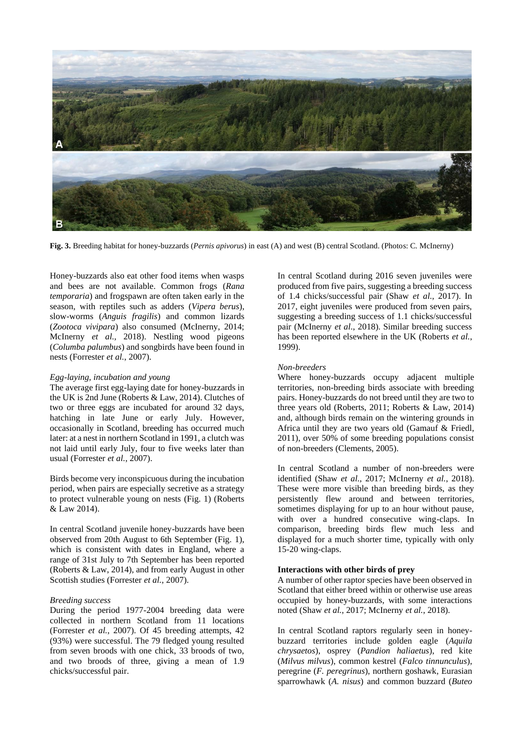**Fig. 3.** Breeding habitat for honey-buzzards (*Pernis apivorus*) in east (A) and west (B) central Scotland. (Photos: C. McInerny)

Honey-buzzards also eat other food items when wasps and bees are not available. Common frogs (*Rana temporaria*) and frogspawn are often taken early in the season, with reptiles such as adders (*Vipera berus*), slow-worms (*Anguis fragilis*) and common lizards (*Zootoca vivipara*) also consumed (McInerny, 2014; McInerny *et al.*, 2018). Nestling wood pigeons (*Columba palumbus*) and songbirds have been found in nests (Forrester *et al.*, 2007).

*Egg-laying, incubation and young*

The average first egg-laying date for honey-buzzards in the UK is 2nd June (Roberts & Law, 2014). Clutches of two or three eggs are incubated for around 32 days, hatching in late June or early July. However, occasionally in Scotland, breeding has occurred much later: at a nest in northern Scotland in 1991, a clutch was not laid until early July, four to five weeks later than usual (Forrester *et al.*, 2007).

Birds become very inconspicuous during the incubation period, when pairs are especially secretive as a strategy to protect vulnerable young on nests (Fig. 1) (Roberts & Law 2014).

In central Scotland juvenile honey-buzzards have been observed from 20th August to 6th September (Fig. 1), which is consistent with dates in England, where a range of 31st July to 7th September has been reported (Roberts & Law, 2014), and from early August in other Scottish studies (Forrester *et al.*, 2007).

*Breeding success*

During the period 1977-2004 breeding data were collected in northern Scotland from 11 locations (Forrester *et al.*, 2007). Of 45 breeding attempts, 42 (93%) were successful. The 79 fledged young resulted from seven broods with one chick, 33 broods of two, and two broods of three, giving a mean of 1.9 chicks/successful pair.

In central Scotland during 2016 seven juveniles were produced from five pairs, suggesting a breeding success of 1.4 chicks/successful pair (Shaw *et al.*, 2017). In 2017, eight juveniles were produced from seven pairs, suggesting a breeding success of 1.1 chicks/successful pair (McInerny *et al*., 2018). Similar breeding success has been reported elsewhere in the UK (Roberts *et al.*, 1999).

*Non-breeders*

Where honey-buzzards occupy adjacent multiple territories, non-breeding birds associate with breeding pairs. Honey-buzzards do not breed until they are two to three years old (Roberts, 2011; Roberts & Law, 2014) and, although birds remain on the wintering grounds in Africa until they are two years old (Gamauf & Friedl, 2011), over 50% of some breeding populations consist of non-breeders (Clements, 2005).

In central Scotland a number of non-breeders were identified (Shaw *et al.*, 2017; McInerny *et al.*, 2018). These were more visible than breeding birds, as they persistently flew around and between territories, sometimes displaying for up to an hour without pause, with over a hundred consecutive wing-claps. In comparison, breeding birds flew much less and displayed for a much shorter time, typically with only 15-20 wing-claps.

**Interactions with other birds of prey**

A number of other raptor species have been observed in Scotland that either breed within or otherwise use areas occupied by honey-buzzards, with some interactions noted (Shaw *et al.*, 2017; McInerny *et al.*, 2018).

In central Scotland raptors regularly seen in honey-buzzard territories include golden eagle (*Aquila chrysaetos*), osprey (*Pandion haliaetus*), red kite (*Milvus milvus*), common kestrel (*Falco tinnunculus*), peregrine (*F. peregrinus*), northern goshawk, Eurasian sparrowhawk (*A. nisus*) and common buzzard (*Buteo*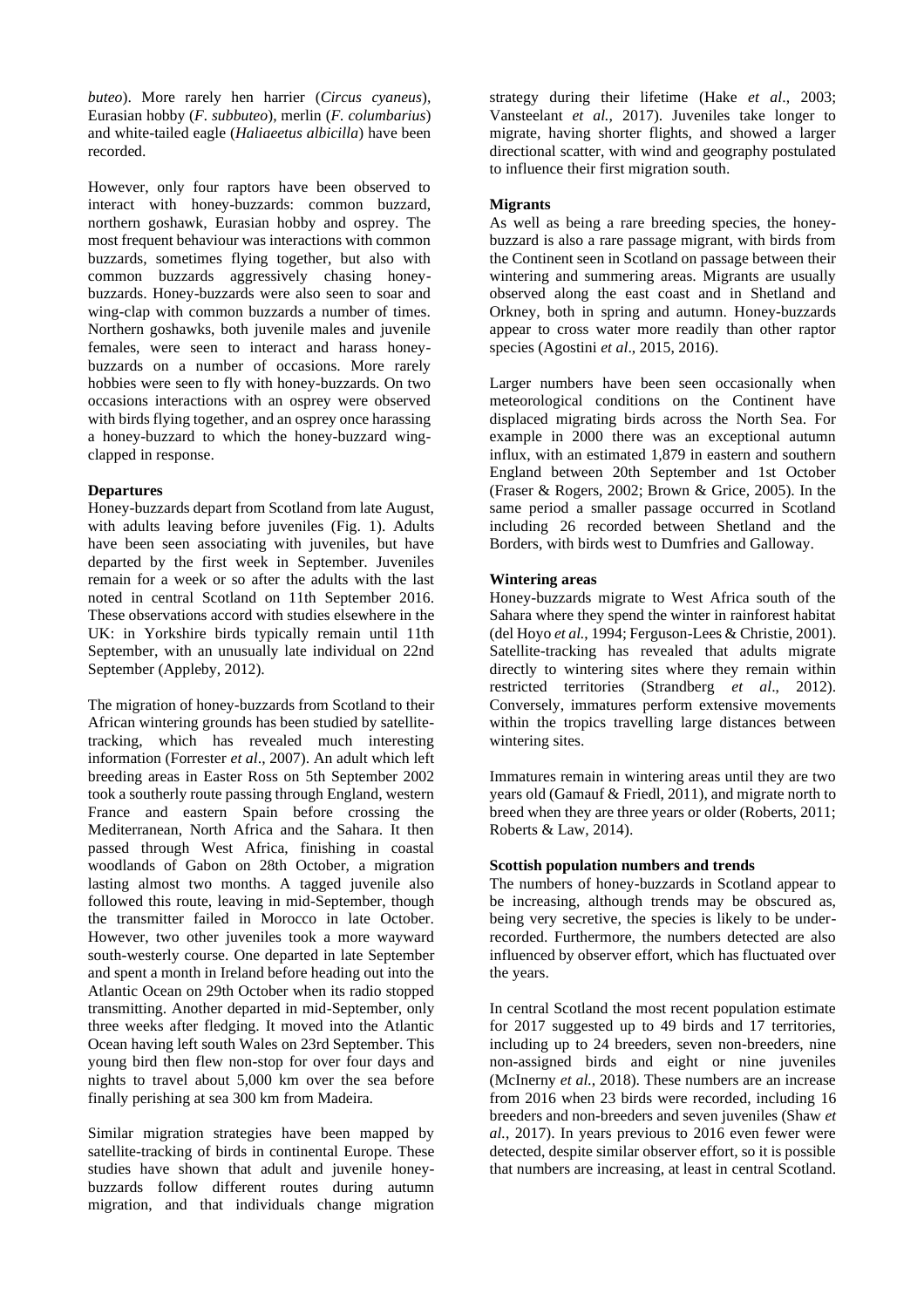*buteo*). More rarely hen harrier (*Circus cyaneus*), Eurasian hobby (*F. subbuteo*), merlin (*F. columbarius*) and white-tailed eagle (*Haliaeetus albicilla*) have been recorded.

However, only four raptors have been observed to interact with honey-buzzards: common buzzard, northern goshawk, Eurasian hobby and osprey. The most frequent behaviour was interactions with common buzzards, sometimes flying together, but also with common buzzards aggressively chasing honey-buzzards. Honey-buzzards were also seen to soar and wing-clap with common buzzards a number of times. Northern goshawks, both juvenile males and juvenile females, were seen to interact and harass honey-buzzards on a number of occasions. More rarely hobbies were seen to fly with honey-buzzards. On two occasions interactions with an osprey were observed with birds flying together, and an osprey once harassing a honey-buzzard to which the honey-buzzard wing-clapped in response.

**Departures**

Honey-buzzards depart from Scotland from late August, with adults leaving before juveniles (Fig. 1). Adults have been seen associating with juveniles, but have departed by the first week in September. Juveniles remain for a week or so after the adults with the last noted in central Scotland on 11th September 2016. These observations accord with studies elsewhere in the UK: in Yorkshire birds typically remain until 11th September, with an unusually late individual on 22nd September (Appleby, 2012).

The migration of honey-buzzards from Scotland to their African wintering grounds has been studied by satellite-tracking, which has revealed much interesting information (Forrester *et al*., 2007). An adult which left breeding areas in Easter Ross on 5th September 2002 took a southerly route passing through England, western France and eastern Spain before crossing the Mediterranean, North Africa and the Sahara. It then passed through West Africa, finishing in coastal woodlands of Gabon on 28th October, a migration lasting almost two months. A tagged juvenile also followed this route, leaving in mid-September, though the transmitter failed in Morocco in late October. However, two other juveniles took a more wayward south-westerly course. One departed in late September and spent a month in Ireland before heading out into the Atlantic Ocean on 29th October when its radio stopped transmitting. Another departed in mid-September, only three weeks after fledging. It moved into the Atlantic Ocean having left south Wales on 23rd September. This young bird then flew non-stop for over four days and nights to travel about 5,000 km over the sea before finally perishing at sea 300 km from Madeira.

Similar migration strategies have been mapped by satellite-tracking of birds in continental Europe. These studies have shown that adult and juvenile honey-buzzards follow different routes during autumn migration, and that individuals change migration strategy during their lifetime (Hake *et al*., 2003; Vansteelant *et al.*, 2017). Juveniles take longer to migrate, having shorter flights, and showed a larger directional scatter, with wind and geography postulated to influence their first migration south.

**Migrants**

As well as being a rare breeding species, the honey-buzzard is also a rare passage migrant, with birds from the Continent seen in Scotland on passage between their wintering and summering areas. Migrants are usually observed along the east coast and in Shetland and Orkney, both in spring and autumn. Honey-buzzards appear to cross water more readily than other raptor species (Agostini *et al*., 2015, 2016).

Larger numbers have been seen occasionally when meteorological conditions on the Continent have displaced migrating birds across the North Sea. For example in 2000 there was an exceptional autumn influx, with an estimated 1,879 in eastern and southern England between 20th September and 1st October (Fraser & Rogers, 2002; Brown & Grice, 2005). In the same period a smaller passage occurred in Scotland including 26 recorded between Shetland and the Borders, with birds west to Dumfries and Galloway.

**Wintering areas**

Honey-buzzards migrate to West Africa south of the Sahara where they spend the winter in rainforest habitat (del Hoyo *et al.*, 1994; Ferguson-Lees & Christie, 2001). Satellite-tracking has revealed that adults migrate directly to wintering sites where they remain within restricted territories (Strandberg *et al*., 2012). Conversely, immatures perform extensive movements within the tropics travelling large distances between wintering sites.

Immatures remain in wintering areas until they are two years old (Gamauf & Friedl, 2011), and migrate north to breed when they are three years or older (Roberts, 2011; Roberts & Law, 2014).

**Scottish population numbers and trends**

The numbers of honey-buzzards in Scotland appear to be increasing, although trends may be obscured as, being very secretive, the species is likely to be under-recorded. Furthermore, the numbers detected are also influenced by observer effort, which has fluctuated over the years.

In central Scotland the most recent population estimate for 2017 suggested up to 49 birds and 17 territories, including up to 24 breeders, seven non-breeders, nine non-assigned birds and eight or nine juveniles (McInerny *et al.*, 2018). These numbers are an increase from 2016 when 23 birds were recorded, including 16 breeders and non-breeders and seven juveniles (Shaw *et al.*, 2017). In years previous to 2016 even fewer were detected, despite similar observer effort, so it is possible that numbers are increasing, at least in central Scotland.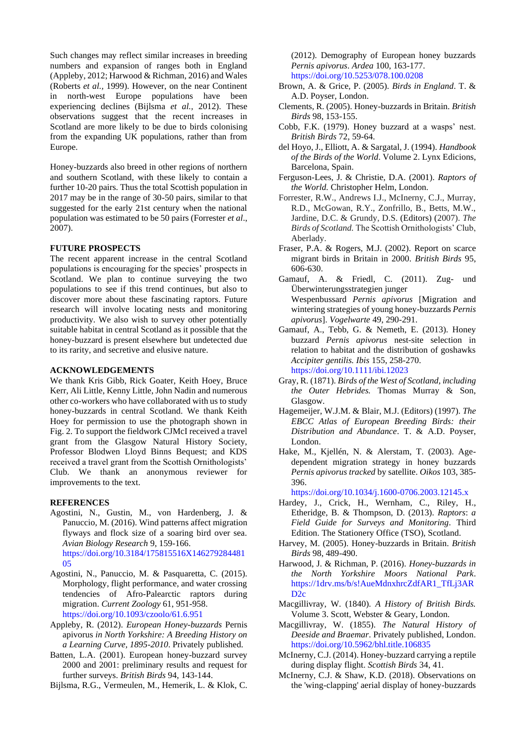Such changes may reflect similar increases in breeding numbers and expansion of ranges both in England (Appleby, 2012; Harwood & Richman, 2016) and Wales (Roberts *et al.,* 1999). However, on the near Continent in north-west Europe populations have been experiencing declines (Bijlsma *et al.,* 2012). These observations suggest that the recent increases in Scotland are more likely to be due to birds colonising from the expanding UK populations, rather than from Europe.

Honey-buzzards also breed in other regions of northern and southern Scotland, with these likely to contain a further 10-20 pairs. Thus the total Scottish population in 2017 may be in the range of 30-50 pairs, similar to that suggested for the early 21st century when the national population was estimated to be 50 pairs (Forrester *et al*., 2007).

## FUTURE PROSPECTS

The recent apparent increase in the central Scotland populations is encouraging for the species' prospects in Scotland. We plan to continue surveying the two populations to see if this trend continues, but also to discover more about these fascinating raptors. Future research will involve locating nests and monitoring productivity. We also wish to survey other potentially suitable habitat in central Scotland as it possible that the honey-buzzard is present elsewhere but undetected due to its rarity, and secretive and elusive nature.

## ACKNOWLEDGEMENTS

We thank Kris Gibb, Rick Goater, Keith Hoey, Bruce Kerr, Ali Little, Kenny Little, John Nadin and numerous other co-workers who have collaborated with us to study honey-buzzards in central Scotland. We thank Keith Hoey for permission to use the photograph shown in Fig. 2. To support the fieldwork CJMcI received a travel grant from the Glasgow Natural History Society, Professor Blodwen Lloyd Binns Bequest; and KDS received a travel grant from the Scottish Ornithologists' Club. We thank an anonymous reviewer for improvements to the text.

## REFERENCES

Agostini, N., Gustin, M., von Hardenberg, J. & Panuccio, M. (2016). Wind patterns affect migration flyways and flock size of a soaring bird over sea. *Avian Biology Research* 9, 159-166. https://doi.org/10.3184/175815516X14627928448105

Agostini, N., Panuccio, M. & Pasquaretta, C. (2015). Morphology, flight performance, and water crossing tendencies of Afro-Palearctic raptors during migration. *Current Zoology* 61, 951-958. https://doi.org/10.1093/czoolo/61.6.951

Appleby, R. (2012). *European Honey-buzzards* Pernis apivorus *in North Yorkshire: A Breeding History on a Learning Curve, 1895-2010*. Privately published.

Batten, L.A. (2001). European honey-buzzard survey 2000 and 2001: preliminary results and request for further surveys. *British Birds* 94, 143-144.

Bijlsma, R.G., Vermeulen, M., Hemerik, L. & Klok, C. (2012). Demography of European honey buzzards *Pernis apivorus*. *Ardea* 100, 163-177. https://doi.org/10.5253/078.100.0208

Brown, A. & Grice, P. (2005). *Birds in England*. T. & A.D. Poyser, London.

Clements, R. (2005). Honey-buzzards in Britain. *British Birds* 98, 153-155.

Cobb, F.K. (1979). Honey buzzard at a wasps' nest. *British Birds* 72, 59-64.

del Hoyo, J., Elliott, A. & Sargatal, J. (1994). *Handbook of the Birds of the World*. Volume 2. Lynx Edicions, Barcelona, Spain.

Ferguson-Lees, J. & Christie, D.A. (2001). *Raptors of the World.* Christopher Helm, London.

Forrester, R.W., Andrews I.J., McInerny, C.J., Murray, R.D., McGowan, R.Y., Zonfrillo, B., Betts, M.W., Jardine, D.C. & Grundy, D.S. (Editors) (2007). *The Birds of Scotland.* The Scottish Ornithologists' Club, Aberlady.

Fraser, P.A. & Rogers, M.J. (2002). Report on scarce migrant birds in Britain in 2000. *British Birds* 95, 606-630.

Gamauf, A. & Friedl, C. (2011). Zug- und Überwinterungsstrategien junger Wespenbussard *Pernis apivorus* [Migration and wintering strategies of young honey-buzzards *Pernis apivorus*]. *Vogelwarte* 49, 290-291.

Gamauf, A., Tebb, G. & Nemeth, E. (2013). Honey buzzard *Pernis apivorus* nest-site selection in relation to habitat and the distribution of goshawks *Accipiter gentilis. Ibis* 155, 258-270. https://doi.org/10.1111/ibi.12023

Gray, R. (1871). *Birds of the West of Scotland, including the Outer Hebrides.* Thomas Murray & Son, Glasgow.

Hagemeijer, W.J.M. & Blair, M.J. (Editors) (1997). *The EBCC Atlas of European Breeding Birds: their Distribution and Abundance*. T. & A.D. Poyser, London.

Hake, M., Kjellén, N. & Alerstam, T. (2003). Age-dependent migration strategy in honey buzzards *Pernis apivorus tracked* by satellite. *Oikos* 103, 385-396. https://doi.org/10.1034/j.1600-0706.2003.12145.x

Hardey, J., Crick, H., Wernham, C., Riley, H., Etheridge, B. & Thompson, D. (2013). *Raptors: a Field Guide for Surveys and Monitoring*. Third Edition. The Stationery Office (TSO), Scotland.

Harvey, M. (2005). Honey-buzzards in Britain. *British Birds* 98, 489-490.

Harwood, J. & Richman, P. (2016). *Honey-buzzards in the North Yorkshire Moors National Park*. https://1drv.ms/b/s!AueMdnxhrcZdfAR1_TfLj3ARD2c

Macgillivray, W. (1840). *A History of British Birds.* Volume 3. Scott, Webster & Geary, London.

Macgillivray, W. (1855). *The Natural History of Deeside and Braemar*. Privately published, London. https://doi.org/10.5962/bhl.title.106835

McInerny, C.J. (2014). Honey-buzzard carrying a reptile during display flight. *Scottish Birds* 34, 41.

McInerny, C.J. & Shaw, K.D. (2018). Observations on the 'wing-clapping' aerial display of honey-buzzards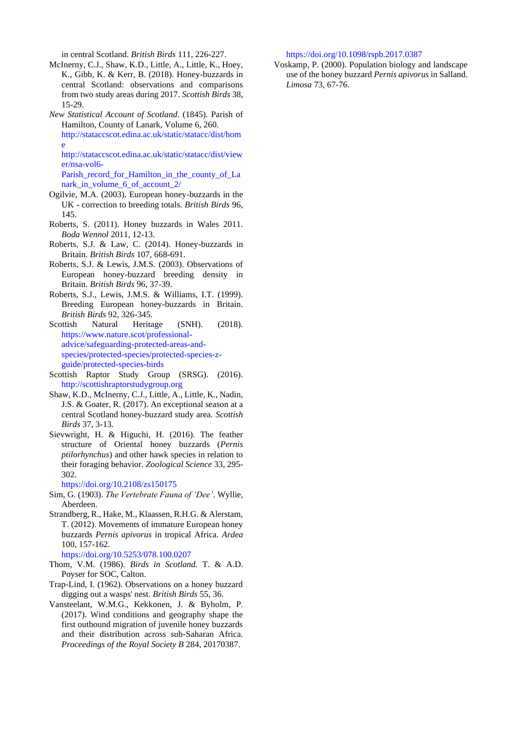in central Scotland. *British Birds* 111, 226-227.

McInerny, C.J., Shaw, K.D., Little, A., Little, K., Hoey, K., Gibb, K. & Kerr, B. (2018). Honey-buzzards in central Scotland: observations and comparisons from two study areas during 2017. *Scottish Birds* 38, 15-29.

*New Statistical Account of Scotland*. (1845). Parish of Hamilton, County of Lanark, Volume 6, 260. http://stataccscot.edina.ac.uk/static/statacc/dist/home http://stataccscot.edina.ac.uk/static/statacc/dist/viewer/nsa-vol6-Parish_record_for_Hamilton_in_the_county_of_Lanark_in_volume_6_of_account_2/

Ogilvie, M.A. (2003). European honey-buzzards in the UK - correction to breeding totals. *British Birds* 96, 145.

Roberts, S. (2011). Honey buzzards in Wales 2011. *Boda Wennol* 2011, 12-13.

Roberts, S.J. & Law, C. (2014). Honey-buzzards in Britain. *British Birds* 107, 668-691.

Roberts, S.J. & Lewis, J.M.S. (2003). Observations of European honey-buzzard breeding density in Britain. *British Birds* 96, 37-39.

Roberts, S.J., Lewis, J.M.S. & Williams, I.T. (1999). Breeding European honey-buzzards in Britain. *British Birds* 92, 326-345.

Scottish Natural Heritage (SNH). (2018). https://www.nature.scot/professional-advice/safeguarding-protected-areas-and-species/protected-species/protected-species-z-guide/protected-species-birds

Scottish Raptor Study Group (SRSG). (2016). http://scottishraptorstudygroup.org

Shaw, K.D., McInerny, C.J., Little, A., Little, K., Nadin, J.S. & Goater, R. (2017). An exceptional season at a central Scotland honey-buzzard study area. *Scottish Birds* 37, 3-13.

Sievwright, H. & Higuchi, H. (2016). The feather structure of Oriental honey buzzards (*Pernis ptilorhynchus*) and other hawk species in relation to their foraging behavior. *Zoological Science* 33, 295-302. https://doi.org/10.2108/zs150175

Sim, G. (1903). *The Vertebrate Fauna of 'Dee'*. Wyllie, Aberdeen.

Strandberg, R., Hake, M., Klaassen, R.H.G. & Alerstam, T. (2012). Movements of immature European honey buzzards *Pernis apivorus* in tropical Africa. *Ardea* 100, 157-162. https://doi.org/10.5253/078.100.0207

Thom, V.M. (1986). *Birds in Scotland.* T. & A.D. Poyser for SOC, Calton.

Trap-Lind, I. (1962). Observations on a honey buzzard digging out a wasps' nest. *British Birds* 55, 36.

Vansteelant, W.M.G., Kekkonen, J. & Byholm, P. (2017). Wind conditions and geography shape the first outbound migration of juvenile honey buzzards and their distribution across sub-Saharan Africa. *Proceedings of the Royal Society B* 284, 20170387. https://doi.org/10.1098/rspb.2017.0387

Voskamp, P. (2000). Population biology and landscape use of the honey buzzard *Pernis apivorus* in Salland. *Limosa* 73, 67-76.